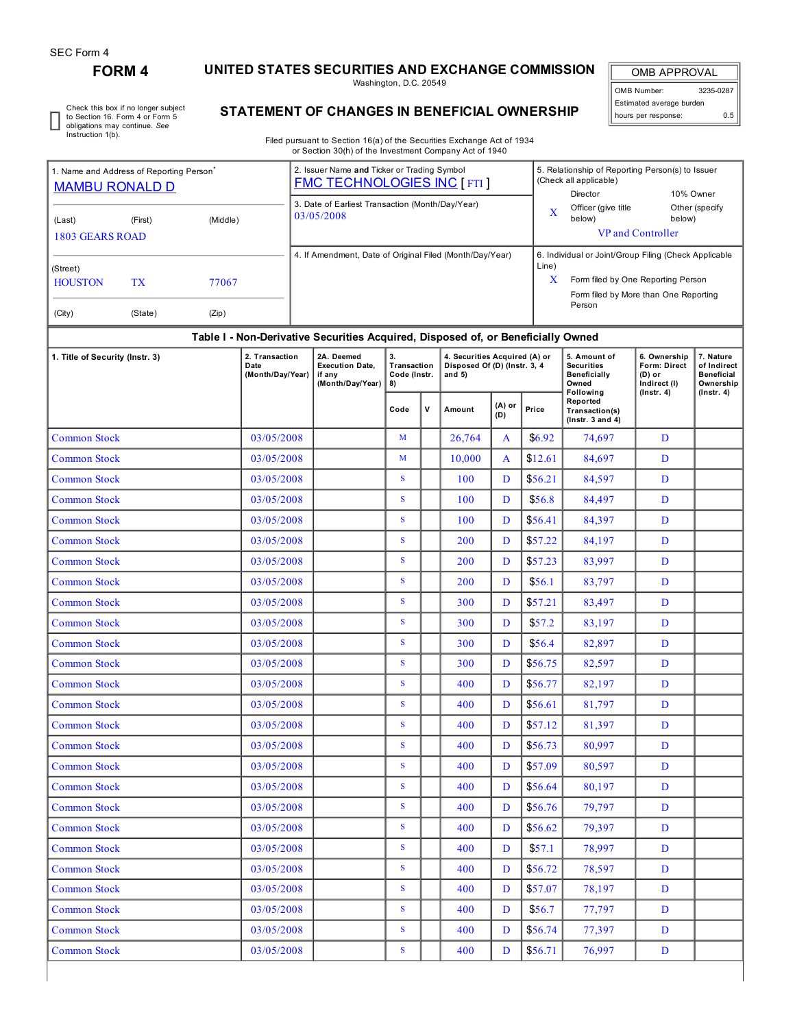SEC Form 4

# FORM 4

## UNITED STATES SECURITIES AND EXCHANGE COMMISSION

Washington, D.C. 20549

## STATEMENT OF CHANGES IN BENEFICIAL OWNERSHIP

Filed pursuant to Section 16(a) of the Securities Exchange Act of 1934
or Section 30(h) of the Investment Company Act of 1940

| OMB APPROVAL | |
|---|---|
| OMB Number: | 3235-0287 |
| Estimated average burden | |
| hours per response: | 0.5 |

☐ Check this box if no longer subject to Section 16. Form 4 or Form 5 obligations may continue. *See* Instruction 1(b).

| 1. Name and Address of Reporting Person* | 2. Issuer Name **and** Ticker or Trading Symbol | 5. Relationship of Reporting Person(s) to Issuer (Check all applicable) |
|---|---|---|
| MAMBU RONALD D | FMC TECHNOLOGIES INC [ FTI ] | Director / 10% Owner |
| (Last) (First) (Middle) | 3. Date of Earliest Transaction (Month/Day/Year) | X Officer (give title below) / Other (specify below) |
| 1803 GEARS ROAD | 03/05/2008 | VP and Controller |
| (Street) | 4. If Amendment, Date of Original Filed (Month/Day/Year) | 6. Individual or Joint/Group Filing (Check Applicable Line) |
| HOUSTON TX 77067 | | X Form filed by One Reporting Person |
| (City) (State) (Zip) | | Form filed by More than One Reporting Person |

### Table I - Non-Derivative Securities Acquired, Disposed of, or Beneficially Owned

| 1. Title of Security (Instr. 3) | 2. Transaction Date (Month/Day/Year) | 2A. Deemed Execution Date, if any (Month/Day/Year) | 3. Transaction Code (Instr. 8) | | 4. Securities Acquired (A) or Disposed Of (D) (Instr. 3, 4 and 5) | | | 5. Amount of Securities Beneficially Owned Following Reported Transaction(s) (Instr. 3 and 4) | 6. Ownership Form: Direct (D) or Indirect (I) (Instr. 4) | 7. Nature of Indirect Beneficial Ownership (Instr. 4) |
|---|---|---|---|---|---|---|---|---|---|---|
| | | | Code | V | Amount | (A) or (D) | Price | | | |
| Common Stock | 03/05/2008 | | M | | 26,764 | A | $6.92 | 74,697 | D | |
| Common Stock | 03/05/2008 | | M | | 10,000 | A | $12.61 | 84,697 | D | |
| Common Stock | 03/05/2008 | | S | | 100 | D | $56.21 | 84,597 | D | |
| Common Stock | 03/05/2008 | | S | | 100 | D | $56.8 | 84,497 | D | |
| Common Stock | 03/05/2008 | | S | | 100 | D | $56.41 | 84,397 | D | |
| Common Stock | 03/05/2008 | | S | | 200 | D | $57.22 | 84,197 | D | |
| Common Stock | 03/05/2008 | | S | | 200 | D | $57.23 | 83,997 | D | |
| Common Stock | 03/05/2008 | | S | | 200 | D | $56.1 | 83,797 | D | |
| Common Stock | 03/05/2008 | | S | | 300 | D | $57.21 | 83,497 | D | |
| Common Stock | 03/05/2008 | | S | | 300 | D | $57.2 | 83,197 | D | |
| Common Stock | 03/05/2008 | | S | | 300 | D | $56.4 | 82,897 | D | |
| Common Stock | 03/05/2008 | | S | | 300 | D | $56.75 | 82,597 | D | |
| Common Stock | 03/05/2008 | | S | | 400 | D | $56.77 | 82,197 | D | |
| Common Stock | 03/05/2008 | | S | | 400 | D | $56.61 | 81,797 | D | |
| Common Stock | 03/05/2008 | | S | | 400 | D | $57.12 | 81,397 | D | |
| Common Stock | 03/05/2008 | | S | | 400 | D | $56.73 | 80,997 | D | |
| Common Stock | 03/05/2008 | | S | | 400 | D | $57.09 | 80,597 | D | |
| Common Stock | 03/05/2008 | | S | | 400 | D | $56.64 | 80,197 | D | |
| Common Stock | 03/05/2008 | | S | | 400 | D | $56.76 | 79,797 | D | |
| Common Stock | 03/05/2008 | | S | | 400 | D | $56.62 | 79,397 | D | |
| Common Stock | 03/05/2008 | | S | | 400 | D | $57.1 | 78,997 | D | |
| Common Stock | 03/05/2008 | | S | | 400 | D | $56.72 | 78,597 | D | |
| Common Stock | 03/05/2008 | | S | | 400 | D | $57.07 | 78,197 | D | |
| Common Stock | 03/05/2008 | | S | | 400 | D | $56.7 | 77,797 | D | |
| Common Stock | 03/05/2008 | | S | | 400 | D | $56.74 | 77,397 | D | |
| Common Stock | 03/05/2008 | | S | | 400 | D | $56.71 | 76,997 | D | |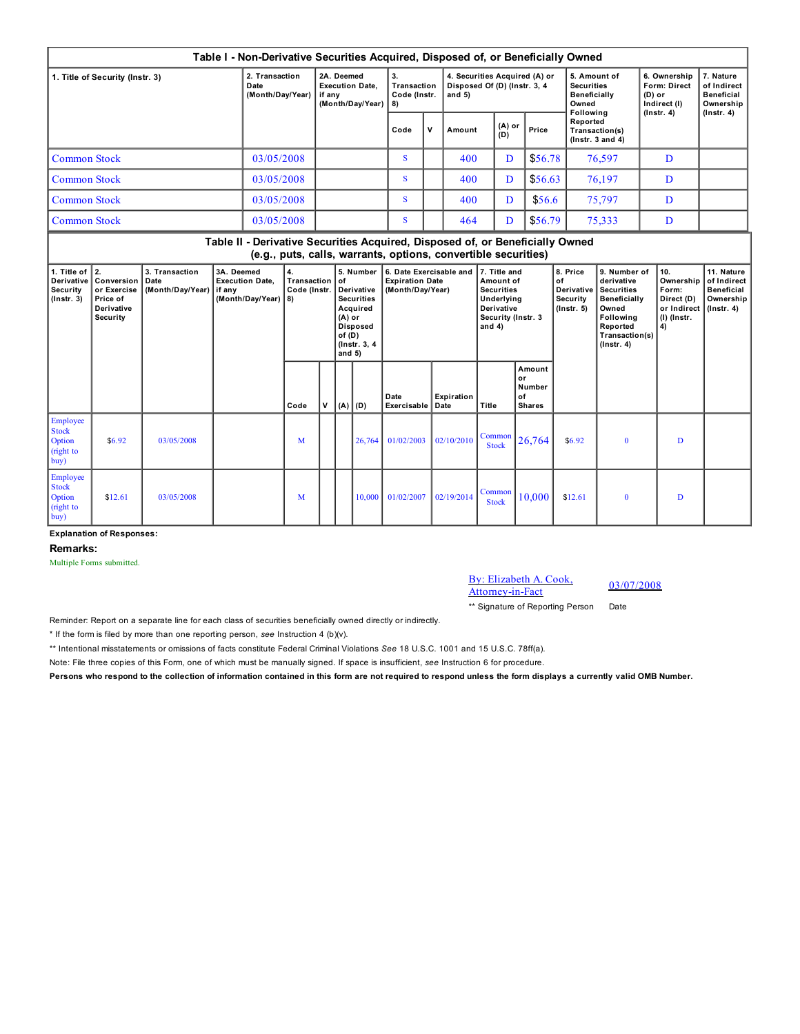## Table I - Non-Derivative Securities Acquired, Disposed of, or Beneficially Owned

| 1. Title of Security (Instr. 3) | 2. Transaction Date (Month/Day/Year) | 2A. Deemed Execution Date, if any (Month/Day/Year) | 3. Transaction Code (Instr. 8) | | 4. Securities Acquired (A) or Disposed Of (D) (Instr. 3, 4 and 5) | | | 5. Amount of Securities Beneficially Owned Following Reported Transaction(s) (Instr. 3 and 4) | 6. Ownership Form: Direct (D) or Indirect (I) (Instr. 4) | 7. Nature of Indirect Beneficial Ownership (Instr. 4) |
|---|---|---|---|---|---|---|---|---|---|---|
| | | | Code | V | Amount | (A) or (D) | Price | | | |
| Common Stock | 03/05/2008 | | S | | 400 | D | $56.78 | 76,597 | D | |
| Common Stock | 03/05/2008 | | S | | 400 | D | $56.63 | 76,197 | D | |
| Common Stock | 03/05/2008 | | S | | 400 | D | $56.6 | 75,797 | D | |
| Common Stock | 03/05/2008 | | S | | 464 | D | $56.79 | 75,333 | D | |

## Table II - Derivative Securities Acquired, Disposed of, or Beneficially Owned (e.g., puts, calls, warrants, options, convertible securities)

| 1. Title of Derivative Security (Instr. 3) | 2. Conversion or Exercise Price of Derivative Security | 3. Transaction Date (Month/Day/Year) | 3A. Deemed Execution Date, if any (Month/Day/Year) | 4. Transaction Code (Instr. 8) | | 5. Number of Derivative Securities Acquired (A) or Disposed of (D) (Instr. 3, 4 and 5) | | 6. Date Exercisable and Expiration Date (Month/Day/Year) | | 7. Title and Amount of Securities Underlying Derivative Security (Instr. 3 and 4) | | 8. Price of Derivative Security (Instr. 5) | 9. Number of derivative Securities Beneficially Owned Following Reported Transaction(s) (Instr. 4) | 10. Ownership Form: Direct (D) or Indirect (I) (Instr. 4) | 11. Nature of Indirect Beneficial Ownership (Instr. 4) |
|---|---|---|---|---|---|---|---|---|---|---|---|---|---|---|---|
| | | | | Code | V | (A) | (D) | Date Exercisable | Expiration Date | Title | Amount or Number of Shares | | | | |
| Employee Stock Option (right to buy) | $6.92 | 03/05/2008 | | M | | | 26,764 | 01/02/2003 | 02/10/2010 | Common Stock | 26,764 | $6.92 | 0 | D | |
| Employee Stock Option (right to buy) | $12.61 | 03/05/2008 | | M | | | 10,000 | 01/02/2007 | 02/19/2014 | Common Stock | 10,000 | $12.61 | 0 | D | |

**Explanation of Responses:**

### Remarks:

Multiple Forms submitted.

By: Elizabeth A. Cook, Attorney-in-Fact 03/07/2008

** Signature of Reporting Person Date

Reminder: Report on a separate line for each class of securities beneficially owned directly or indirectly.

* If the form is filed by more than one reporting person, *see* Instruction 4 (b)(v).

** Intentional misstatements or omissions of facts constitute Federal Criminal Violations *See* 18 U.S.C. 1001 and 15 U.S.C. 78ff(a).

Note: File three copies of this Form, one of which must be manually signed. If space is insufficient, *see* Instruction 6 for procedure.

**Persons who respond to the collection of information contained in this form are not required to respond unless the form displays a currently valid OMB Number.**